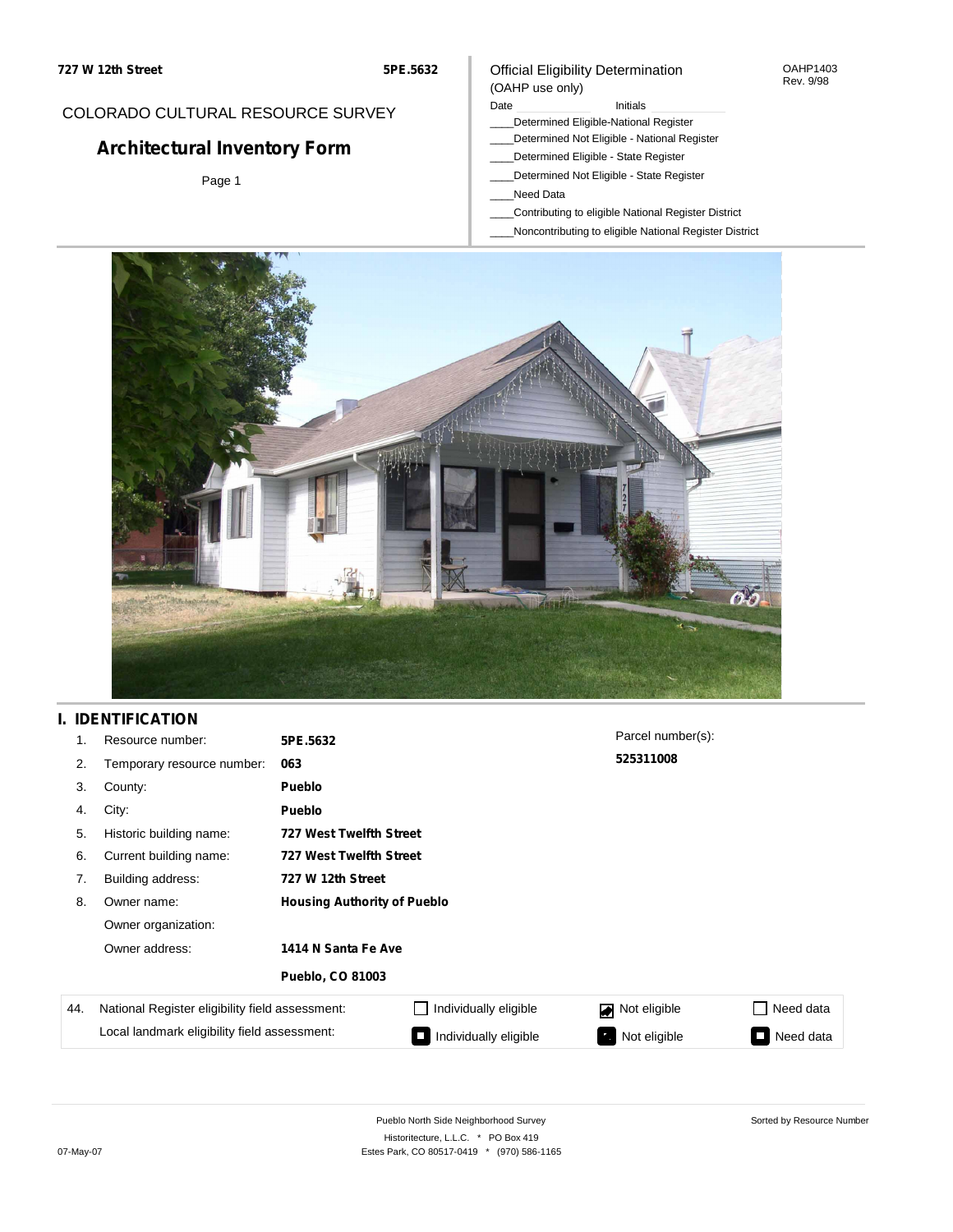727 W 12th Street | 5PE.5632

COLORADO CULTURAL RESOURCE SURVEY

# Architectural Inventory Form

Page 1

Official Eligibility Determination
(OAHP use only)

OAHP1403
Rev. 9/98

Date ____________ Initials ____________

____Determined Eligible-National Register
____Determined Not Eligible - National Register
____Determined Eligible - State Register
____Determined Not Eligible - State Register
____Need Data
____Contributing to eligible National Register District
____Noncontributing to eligible National Register District

## I. IDENTIFICATION

1. Resource number: **5PE.5632**
2. Temporary resource number: **063**
3. County: **Pueblo**
4. City: **Pueblo**
5. Historic building name: **727 West Twelfth Street**
6. Current building name: **727 West Twelfth Street**
7. Building address: **727 W 12th Street**
8. Owner name: **Housing Authority of Pueblo**
   Owner organization:
   Owner address: **1414 N Santa Fe Ave**
   **Pueblo, CO 81003**

Parcel number(s): **525311008**

| 44. | | | | |
|---|---|---|---|---|
| National Register eligibility field assessment: | ☐ Individually eligible | ☑ Not eligible | ☐ Need data |
| Local landmark eligibility field assessment: | ■ Individually eligible | ■ Not eligible | ■ Need data |

Pueblo North Side Neighborhood Survey
Historitecture, L.L.C. * PO Box 419
Estes Park, CO 80517-0419 * (970) 586-1165

Sorted by Resource Number

07-May-07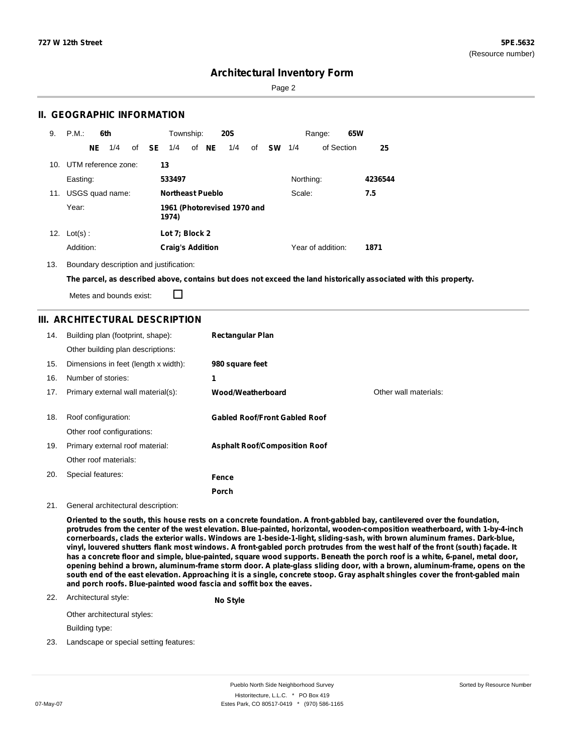# Architectural Inventory Form

## II. GEOGRAPHIC INFORMATION

9. P.M.: **6th** Township: **20S** Range: **65W**

**NE** 1/4 of **SE** 1/4 of **NE** 1/4 of **SW** 1/4 of Section **25**

10. UTM reference zone: **13**

Easting: **533497** Northing: **4236544**

11. USGS quad name: **Northeast Pueblo** Scale: **7.5**

Year: **1961 (Photorevised 1970 and 1974)**

12. Lot(s) : **Lot 7; Block 2**

Addition: **Craig's Addition** Year of addition: **1871**

13. Boundary description and justification:

**The parcel, as described above, contains but does not exceed the land historically associated with this property.**

Metes and bounds exist: ☐

## III. ARCHITECTURAL DESCRIPTION

14. Building plan (footprint, shape): **Rectangular Plan**

Other building plan descriptions:

15. Dimensions in feet (length x width): **980 square feet**

16. Number of stories: **1**

17. Primary external wall material(s): **Wood/Weatherboard** Other wall materials:

18. Roof configuration: **Gabled Roof/Front Gabled Roof**

Other roof configurations:

19. Primary external roof material: **Asphalt Roof/Composition Roof**

Other roof materials:

20. Special features: **Fence**

**Porch**

21. General architectural description:

**Oriented to the south, this house rests on a concrete foundation. A front-gabbled bay, cantilevered over the foundation, protrudes from the center of the west elevation. Blue-painted, horizontal, wooden-composition weatherboard, with 1-by-4-inch cornerboards, clads the exterior walls. Windows are 1-beside-1-light, sliding-sash, with brown aluminum frames. Dark-blue, vinyl, louvered shutters flank most windows. A front-gabled porch protrudes from the west half of the front (south) façade. It has a concrete floor and simple, blue-painted, square wood supports. Beneath the porch roof is a white, 6-panel, metal door, opening behind a brown, aluminum-frame storm door. A plate-glass sliding door, with a brown, aluminum-frame, opens on the south end of the east elevation. Approaching it is a single, concrete stoop. Gray asphalt shingles cover the front-gabled main and porch roofs. Blue-painted wood fascia and soffit box the eaves.**

22. Architectural style: **No Style**

Other architectural styles:

Building type:

23. Landscape or special setting features: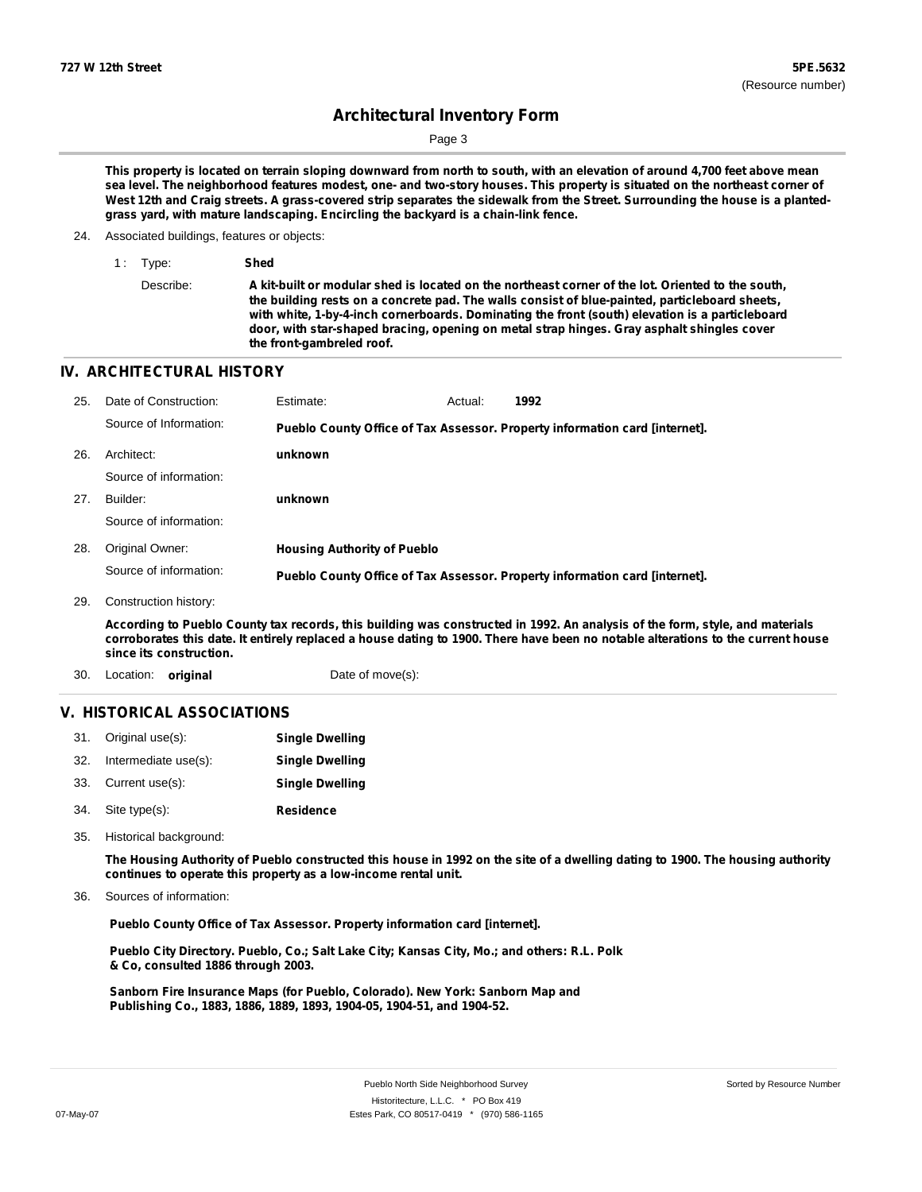This property is located on terrain sloping downward from north to south, with an elevation of around 4,700 feet above mean sea level. The neighborhood features modest, one- and two-story houses. This property is situated on the northeast corner of West 12th and Craig streets. A grass-covered strip separates the sidewalk from the Street. Surrounding the house is a planted-grass yard, with mature landscaping. Encircling the backyard is a chain-link fence.

24. Associated buildings, features or objects:

1 : Type: **Shed**

Describe: **A kit-built or modular shed is located on the northeast corner of the lot. Oriented to the south, the building rests on a concrete pad. The walls consist of blue-painted, particleboard sheets, with white, 1-by-4-inch cornerboards. Dominating the front (south) elevation is a particleboard door, with star-shaped bracing, opening on metal strap hinges. Gray asphalt shingles cover the front-gambreled roof.**

## IV. ARCHITECTURAL HISTORY

25. Date of Construction: Estimate: Actual: **1992**

Source of Information: **Pueblo County Office of Tax Assessor. Property information card [internet].**

26. Architect: **unknown**

Source of information:

27. Builder: **unknown**

Source of information:

28. Original Owner: **Housing Authority of Pueblo**

Source of information: **Pueblo County Office of Tax Assessor. Property information card [internet].**

29. Construction history:

**According to Pueblo County tax records, this building was constructed in 1992. An analysis of the form, style, and materials corroborates this date. It entirely replaced a house dating to 1900. There have been no notable alterations to the current house since its construction.**

30. Location: **original** Date of move(s):

## V. HISTORICAL ASSOCIATIONS

31. Original use(s): **Single Dwelling**
32. Intermediate use(s): **Single Dwelling**
33. Current use(s): **Single Dwelling**
34. Site type(s): **Residence**

35. Historical background:

**The Housing Authority of Pueblo constructed this house in 1992 on the site of a dwelling dating to 1900. The housing authority continues to operate this property as a low-income rental unit.**

36. Sources of information:

**Pueblo County Office of Tax Assessor. Property information card [internet].**

**Pueblo City Directory. Pueblo, Co.; Salt Lake City; Kansas City, Mo.; and others: R.L. Polk & Co, consulted 1886 through 2003.**

**Sanborn Fire Insurance Maps (for Pueblo, Colorado). New York: Sanborn Map and Publishing Co., 1883, 1886, 1889, 1893, 1904-05, 1904-51, and 1904-52.**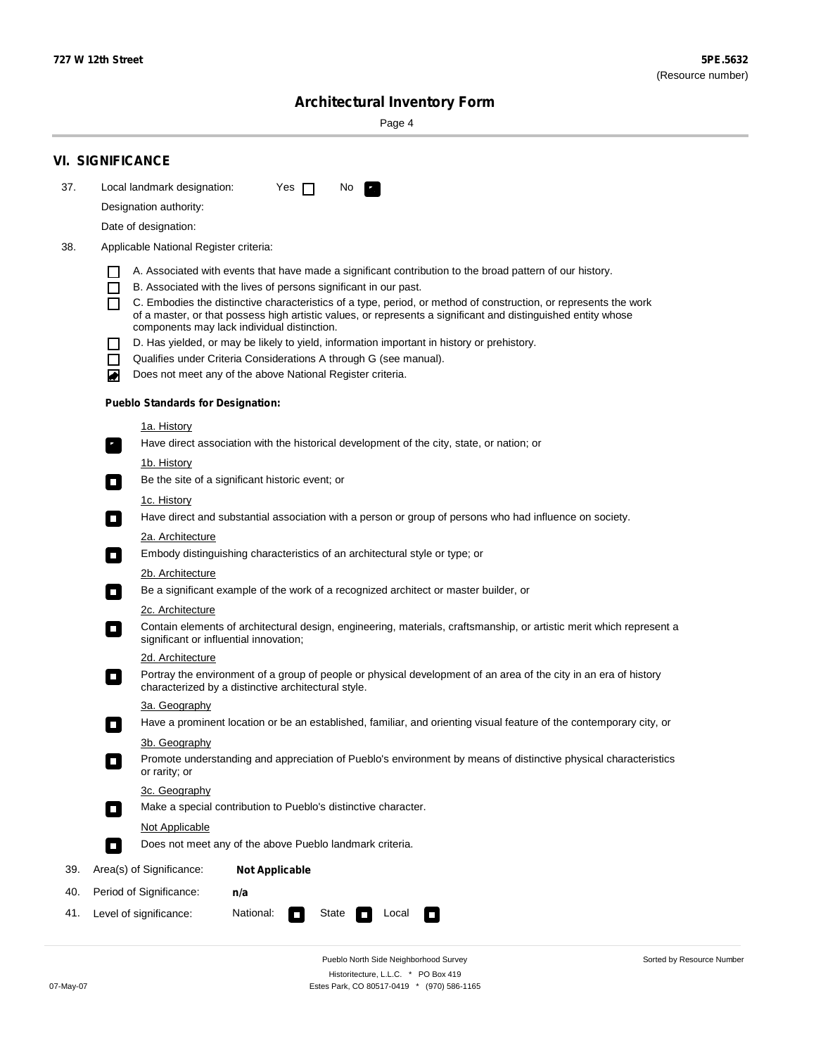## VI. SIGNIFICANCE

37. Local landmark designation: Yes ☐ No ☑

Designation authority:

Date of designation:

38. Applicable National Register criteria:

- ☐ A. Associated with events that have made a significant contribution to the broad pattern of our history.
- ☐ B. Associated with the lives of persons significant in our past.
- ☐ C. Embodies the distinctive characteristics of a type, period, or method of construction, or represents the work of a master, or that possess high artistic values, or represents a significant and distinguished entity whose components may lack individual distinction.
- ☐ D. Has yielded, or may be likely to yield, information important in history or prehistory.
- ☐ Qualifies under Criteria Considerations A through G (see manual).
- ☑ Does not meet any of the above National Register criteria.

**Pueblo Standards for Designation:**

1a. History
- ☑ Have direct association with the historical development of the city, state, or nation; or

1b. History
- ☐ Be the site of a significant historic event; or

1c. History
- ☐ Have direct and substantial association with a person or group of persons who had influence on society.

2a. Architecture
- ☐ Embody distinguishing characteristics of an architectural style or type; or

2b. Architecture
- ☐ Be a significant example of the work of a recognized architect or master builder, or

2c. Architecture
- ☐ Contain elements of architectural design, engineering, materials, craftsmanship, or artistic merit which represent a significant or influential innovation;

2d. Architecture
- ☐ Portray the environment of a group of people or physical development of an area of the city in an era of history characterized by a distinctive architectural style.

3a. Geography
- ☐ Have a prominent location or be an established, familiar, and orienting visual feature of the contemporary city, or

3b. Geography
- ☐ Promote understanding and appreciation of Pueblo's environment by means of distinctive physical characteristics or rarity; or

3c. Geography
- ☐ Make a special contribution to Pueblo's distinctive character.

Not Applicable
- ☐ Does not meet any of the above Pueblo landmark criteria.

39. Area(s) of Significance: **Not Applicable**

40. Period of Significance: **n/a**

41. Level of significance: National: ☐ State ☐ Local ☐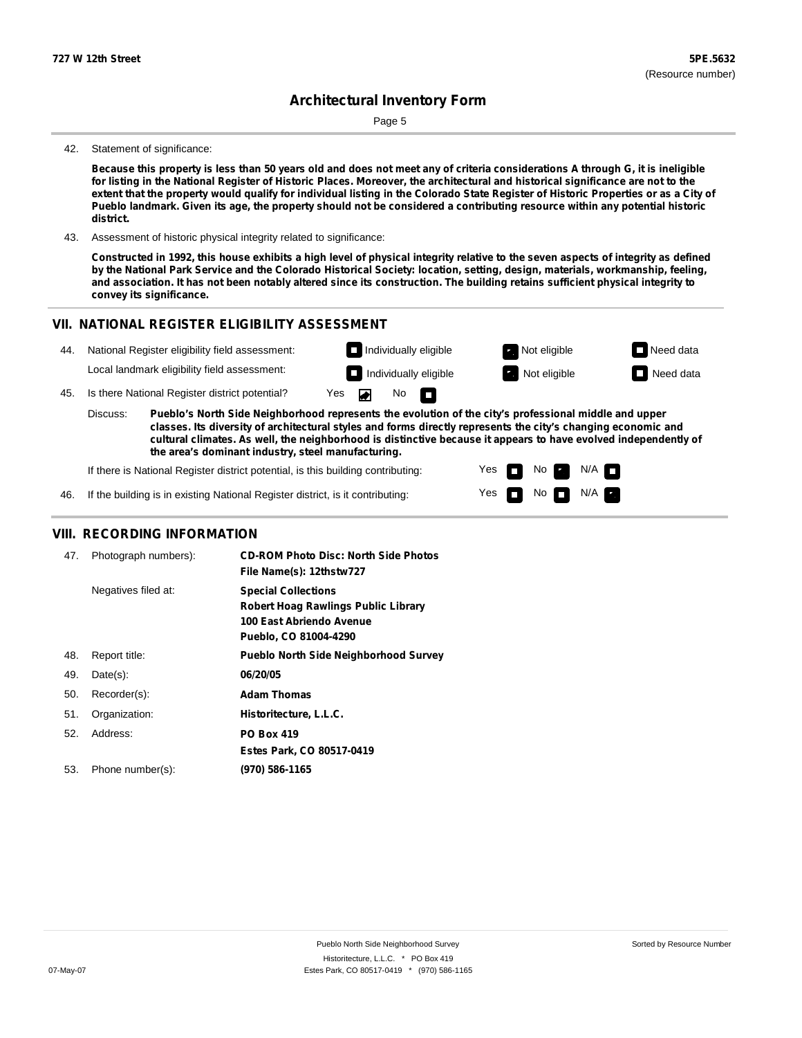727 W 12th Street

**5PE.5632**
(Resource number)

## Architectural Inventory Form

42. Statement of significance:

**Because this property is less than 50 years old and does not meet any of criteria considerations A through G, it is ineligible for listing in the National Register of Historic Places. Moreover, the architectural and historical significance are not to the extent that the property would qualify for individual listing in the Colorado State Register of Historic Properties or as a City of Pueblo landmark. Given its age, the property should not be considered a contributing resource within any potential historic district.**

43. Assessment of historic physical integrity related to significance:

**Constructed in 1992, this house exhibits a high level of physical integrity relative to the seven aspects of integrity as defined by the National Park Service and the Colorado Historical Society: location, setting, design, materials, workmanship, feeling, and association. It has not been notably altered since its construction. The building retains sufficient physical integrity to convey its significance.**

## VII. NATIONAL REGISTER ELIGIBILITY ASSESSMENT

44. National Register eligibility field assessment: ☐ Individually eligible ☑ Not eligible ☐ Need data

Local landmark eligibility field assessment: ☐ Individually eligible ☑ Not eligible ☐ Need data

45. Is there National Register district potential? Yes ☑ No ☐

Discuss: **Pueblo's North Side Neighborhood represents the evolution of the city's professional middle and upper classes. Its diversity of architectural styles and forms directly represents the city's changing economic and cultural climates. As well, the neighborhood is distinctive because it appears to have evolved independently of the area's dominant industry, steel manufacturing.**

If there is National Register district potential, is this building contributing: Yes ☐ No ☑ N/A ☐

46. If the building is in existing National Register district, is it contributing: Yes ☐ No ☐ N/A ☑

## VIII. RECORDING INFORMATION

47. Photograph numbers): **CD-ROM Photo Disc: North Side Photos**
**File Name(s): 12thstw727**

Negatives filed at: **Special Collections**
**Robert Hoag Rawlings Public Library**
**100 East Abriendo Avenue**
**Pueblo, CO 81004-4290**

48. Report title: **Pueblo North Side Neighborhood Survey**

49. Date(s): **06/20/05**

50. Recorder(s): **Adam Thomas**

51. Organization: **Historitecture, L.L.C.**

52. Address: **PO Box 419**
**Estes Park, CO 80517-0419**

53. Phone number(s): **(970) 586-1165**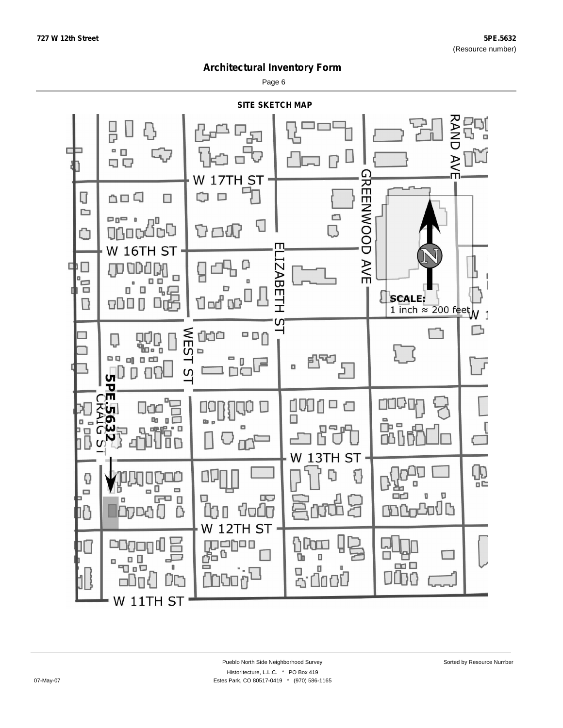727 W 12th Street

5PE.5632
(Resource number)

# Architectural Inventory Form

## SITE SKETCH MAP

W 17TH ST

W 16TH ST

W 13TH ST

W 12TH ST

W 11TH ST

RAND AVE

GREENWOOD AVE

ELIZABETH ST

WEST ST

CRAIG ST

5PE.5632

SCALE:
1 inch ≈ 200 feet

Pueblo North Side Neighborhood Survey

Sorted by Resource Number

Historitecture, L.L.C. * PO Box 419
Estes Park, CO 80517-0419 * (970) 586-1165

07-May-07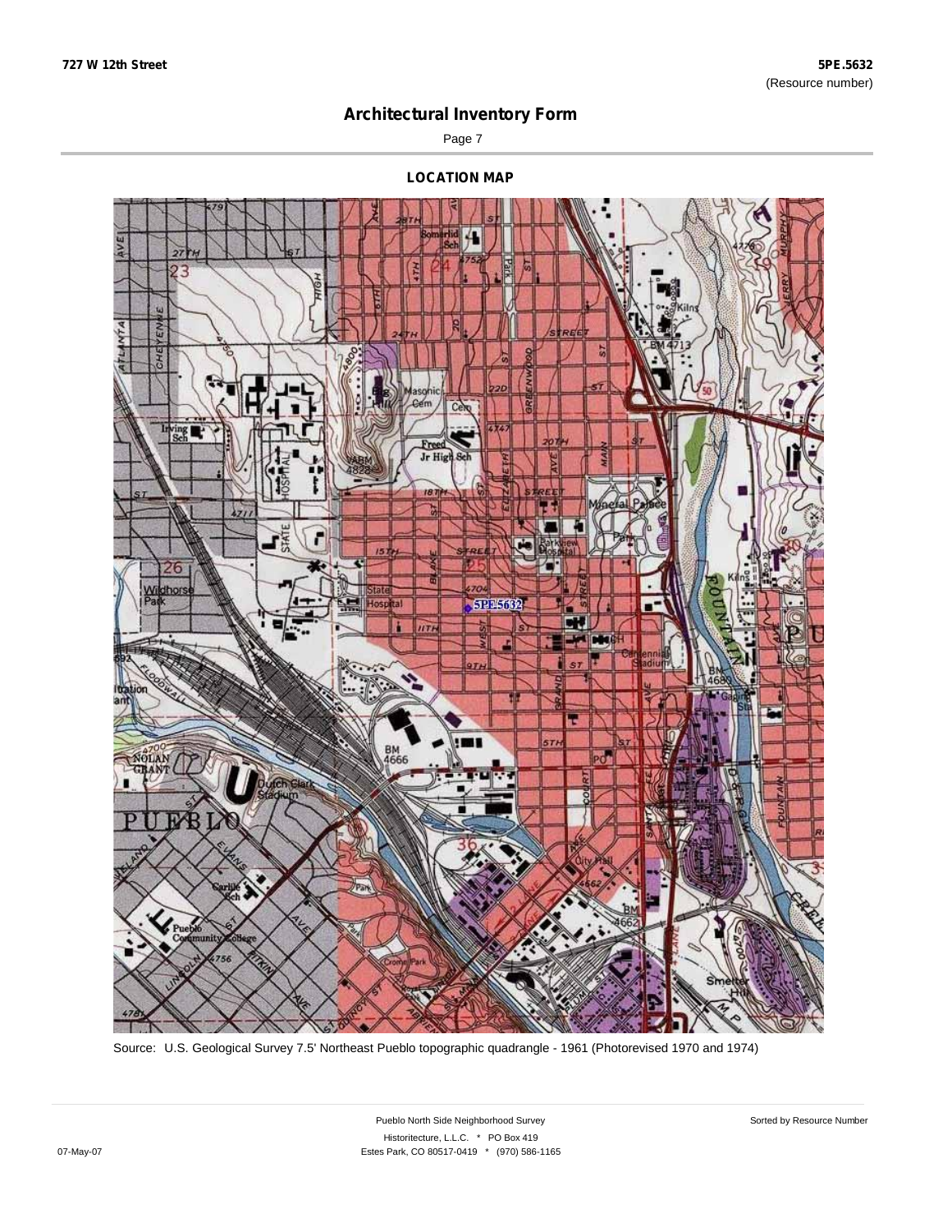# Architectural Inventory Form

## LOCATION MAP

Source: U.S. Geological Survey 7.5' Northeast Pueblo topographic quadrangle - 1961 (Photorevised 1970 and 1974)